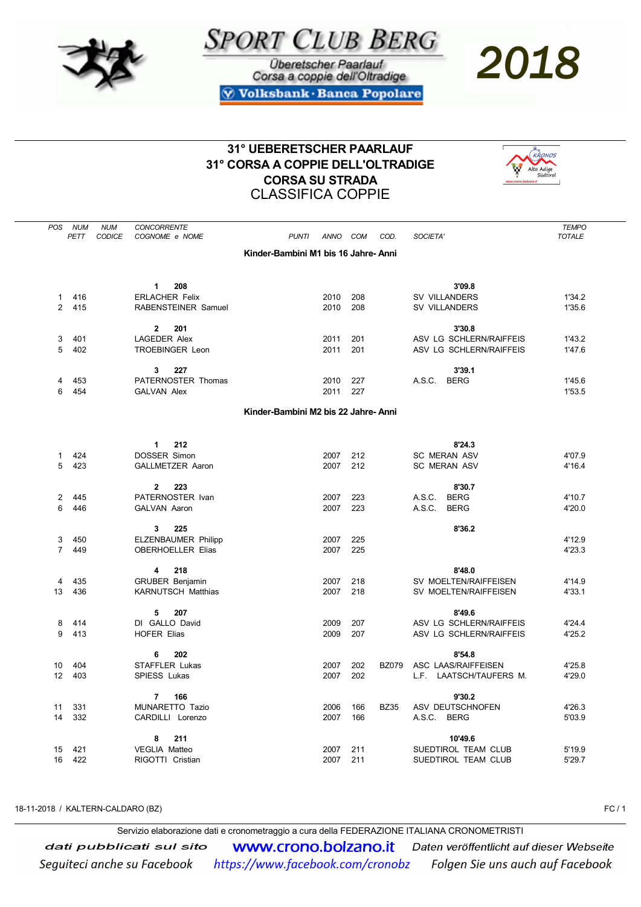SPORT CLUB BERG

Überetscher Paarlauf
Corsa a coppie dell'Oltradige

Volksbank · Banca Popolare

2018

# 31° UEBERETSCHER PAARLAUF
# 31° CORSA A COPPIE DELL'OLTRADIGE
## CORSA SU STRADA
## CLASSIFICA COPPIE

KRONOS Alto Adige Südtirol

| POS | NUM PETT | NUM CODICE | CONCORRENTE COGNOME e NOME | PUNTI | ANNO | COM | COD. | SOCIETA' | TEMPO TOTALE |
|---|---|---|---|---|---|---|---|---|---|
| | | | **Kinder-Bambini M1 bis 16 Jahre- Anni** | | | | | | |
| | | | **1 208** | | | | | **3'09.8** | |
| 1 | 416 | | ERLACHER Felix | | 2010 | 208 | | SV VILLANDERS | 1'34.2 |
| 2 | 415 | | RABENSTEINER Samuel | | 2010 | 208 | | SV VILLANDERS | 1'35.6 |
| | | | **2 201** | | | | | **3'30.8** | |
| 3 | 401 | | LAGEDER Alex | | 2011 | 201 | | ASV LG SCHLERN/RAIFFEIS | 1'43.2 |
| 5 | 402 | | TROEBINGER Leon | | 2011 | 201 | | ASV LG SCHLERN/RAIFFEIS | 1'47.6 |
| | | | **3 227** | | | | | **3'39.1** | |
| 4 | 453 | | PATERNOSTER Thomas | | 2010 | 227 | | A.S.C. BERG | 1'45.6 |
| 6 | 454 | | GALVAN Alex | | 2011 | 227 | | | 1'53.5 |
| | | | **Kinder-Bambini M2 bis 22 Jahre- Anni** | | | | | | |
| | | | **1 212** | | | | | **8'24.3** | |
| 1 | 424 | | DOSSER Simon | | 2007 | 212 | | SC MERAN ASV | 4'07.9 |
| 5 | 423 | | GALLMETZER Aaron | | 2007 | 212 | | SC MERAN ASV | 4'16.4 |
| | | | **2 223** | | | | | **8'30.7** | |
| 2 | 445 | | PATERNOSTER Ivan | | 2007 | 223 | | A.S.C. BERG | 4'10.7 |
| 6 | 446 | | GALVAN Aaron | | 2007 | 223 | | A.S.C. BERG | 4'20.0 |
| | | | **3 225** | | | | | **8'36.2** | |
| 3 | 450 | | ELZENBAUMER Philipp | | 2007 | 225 | | | 4'12.9 |
| 7 | 449 | | OBERHOELLER Elias | | 2007 | 225 | | | 4'23.3 |
| | | | **4 218** | | | | | **8'48.0** | |
| 4 | 435 | | GRUBER Benjamin | | 2007 | 218 | | SV MOELTEN/RAIFFEISEN | 4'14.9 |
| 13 | 436 | | KARNUTSCH Matthias | | 2007 | 218 | | SV MOELTEN/RAIFFEISEN | 4'33.1 |
| | | | **5 207** | | | | | **8'49.6** | |
| 8 | 414 | | DI GALLO David | | 2009 | 207 | | ASV LG SCHLERN/RAIFFEIS | 4'24.4 |
| 9 | 413 | | HOFER Elias | | 2009 | 207 | | ASV LG SCHLERN/RAIFFEIS | 4'25.2 |
| | | | **6 202** | | | | | **8'54.8** | |
| 10 | 404 | | STAFFLER Lukas | | 2007 | 202 | BZ079 | ASC LAAS/RAIFFEISEN | 4'25.8 |
| 12 | 403 | | SPIESS Lukas | | 2007 | 202 | | L.F. LAATSCH/TAUFERS M. | 4'29.0 |
| | | | **7 166** | | | | | **9'30.2** | |
| 11 | 331 | | MUNARETTO Tazio | | 2006 | 166 | BZ35 | ASV DEUTSCHNOFEN | 4'26.3 |
| 14 | 332 | | CARDILLI Lorenzo | | 2007 | 166 | | A.S.C. BERG | 5'03.9 |
| | | | **8 211** | | | | | **10'49.6** | |
| 15 | 421 | | VEGLIA Matteo | | 2007 | 211 | | SUEDTIROL TEAM CLUB | 5'19.9 |
| 16 | 422 | | RIGOTTI Cristian | | 2007 | 211 | | SUEDTIROL TEAM CLUB | 5'29.7 |

18-11-2018 / KALTERN-CALDARO (BZ)

Servizio elaborazione dati e cronometraggio a cura della FEDERAZIONE ITALIANA CRONOMETRISTI

dati pubblicati sul sito www.crono.bolzano.it Daten veröffentlicht auf dieser Webseite

Seguiteci anche su Facebook https://www.facebook.com/cronobz Folgen Sie uns auch auf Facebook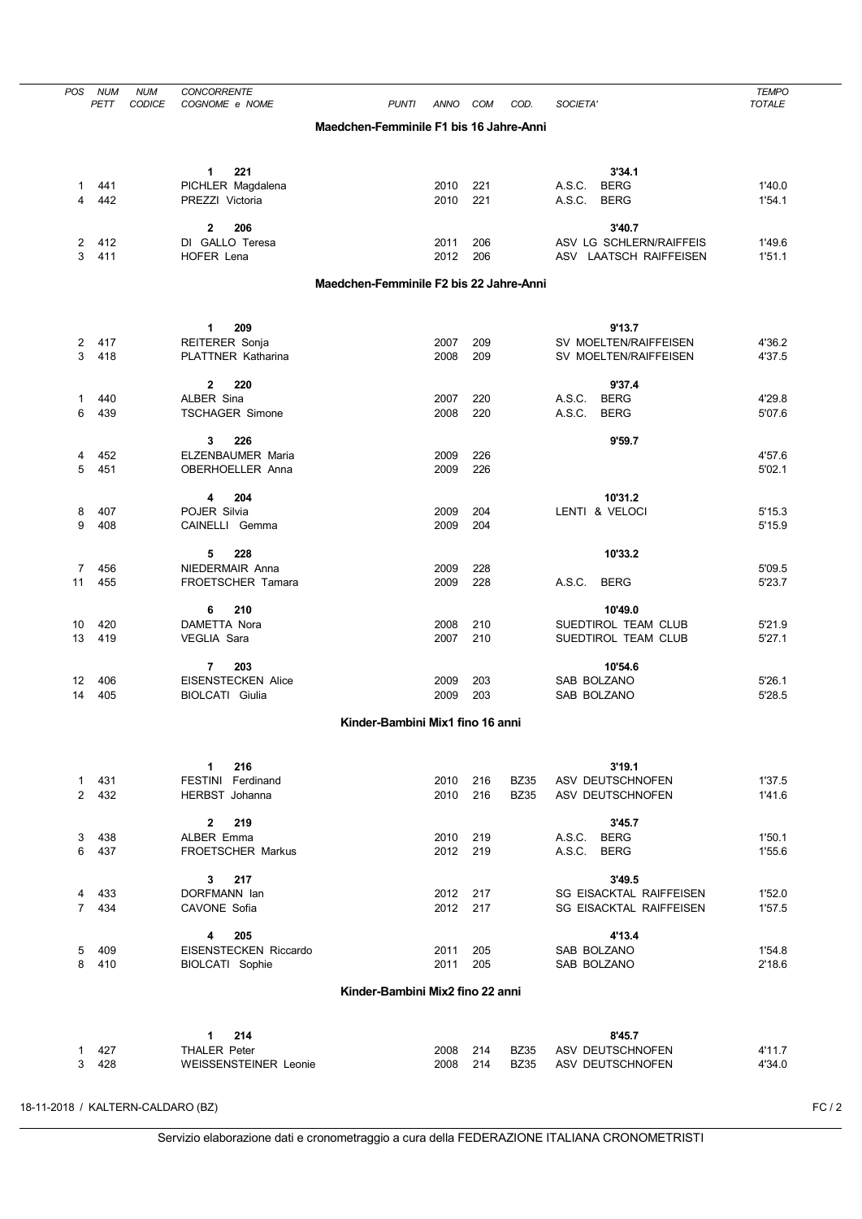| POS | NUM PETT | NUM CODICE | CONCORRENTE COGNOME e NOME | PUNTI | ANNO | COM | COD. | SOCIETA' | TEMPO TOTALE |
|---|---|---|---|---|---|---|---|---|---|
| | | | **Maedchen-Femminile F1 bis 16 Jahre-Anni** | | | | | | |
| | | | **1 221** | | | | | **3'34.1** | |
| 1 | 441 | | PICHLER Magdalena | | 2010 | 221 | | A.S.C. BERG | 1'40.0 |
| 4 | 442 | | PREZZI Victoria | | 2010 | 221 | | A.S.C. BERG | 1'54.1 |
| | | | **2 206** | | | | | **3'40.7** | |
| 2 | 412 | | DI GALLO Teresa | | 2011 | 206 | | ASV LG SCHLERN/RAIFFEIS | 1'49.6 |
| 3 | 411 | | HOFER Lena | | 2012 | 206 | | ASV LAATSCH RAIFFEISEN | 1'51.1 |
| | | | **Maedchen-Femminile F2 bis 22 Jahre-Anni** | | | | | | |
| | | | **1 209** | | | | | **9'13.7** | |
| 2 | 417 | | REITERER Sonja | | 2007 | 209 | | SV MOELTEN/RAIFFEISEN | 4'36.2 |
| 3 | 418 | | PLATTNER Katharina | | 2008 | 209 | | SV MOELTEN/RAIFFEISEN | 4'37.5 |
| | | | **2 220** | | | | | **9'37.4** | |
| 1 | 440 | | ALBER Sina | | 2007 | 220 | | A.S.C. BERG | 4'29.8 |
| 6 | 439 | | TSCHAGER Simone | | 2008 | 220 | | A.S.C. BERG | 5'07.6 |
| | | | **3 226** | | | | | **9'59.7** | |
| 4 | 452 | | ELZENBAUMER Maria | | 2009 | 226 | | | 4'57.6 |
| 5 | 451 | | OBERHOELLER Anna | | 2009 | 226 | | | 5'02.1 |
| | | | **4 204** | | | | | **10'31.2** | |
| 8 | 407 | | POJER Silvia | | 2009 | 204 | | LENTI & VELOCI | 5'15.3 |
| 9 | 408 | | CAINELLI Gemma | | 2009 | 204 | | | 5'15.9 |
| | | | **5 228** | | | | | **10'33.2** | |
| 7 | 456 | | NIEDERMAIR Anna | | 2009 | 228 | | | 5'09.5 |
| 11 | 455 | | FROETSCHER Tamara | | 2009 | 228 | | A.S.C. BERG | 5'23.7 |
| | | | **6 210** | | | | | **10'49.0** | |
| 10 | 420 | | DAMETTA Nora | | 2008 | 210 | | SUEDTIROL TEAM CLUB | 5'21.9 |
| 13 | 419 | | VEGLIA Sara | | 2007 | 210 | | SUEDTIROL TEAM CLUB | 5'27.1 |
| | | | **7 203** | | | | | **10'54.6** | |
| 12 | 406 | | EISENSTECKEN Alice | | 2009 | 203 | | SAB BOLZANO | 5'26.1 |
| 14 | 405 | | BIOLCATI Giulia | | 2009 | 203 | | SAB BOLZANO | 5'28.5 |
| | | | **Kinder-Bambini Mix1 fino 16 anni** | | | | | | |
| | | | **1 216** | | | | | **3'19.1** | |
| 1 | 431 | | FESTINI Ferdinand | | 2010 | 216 | BZ35 | ASV DEUTSCHNOFEN | 1'37.5 |
| 2 | 432 | | HERBST Johanna | | 2010 | 216 | BZ35 | ASV DEUTSCHNOFEN | 1'41.6 |
| | | | **2 219** | | | | | **3'45.7** | |
| 3 | 438 | | ALBER Emma | | 2010 | 219 | | A.S.C. BERG | 1'50.1 |
| 6 | 437 | | FROETSCHER Markus | | 2012 | 219 | | A.S.C. BERG | 1'55.6 |
| | | | **3 217** | | | | | **3'49.5** | |
| 4 | 433 | | DORFMANN Ian | | 2012 | 217 | | SG EISACKTAL RAIFFEISEN | 1'52.0 |
| 7 | 434 | | CAVONE Sofia | | 2012 | 217 | | SG EISACKTAL RAIFFEISEN | 1'57.5 |
| | | | **4 205** | | | | | **4'13.4** | |
| 5 | 409 | | EISENSTECKEN Riccardo | | 2011 | 205 | | SAB BOLZANO | 1'54.8 |
| 8 | 410 | | BIOLCATI Sophie | | 2011 | 205 | | SAB BOLZANO | 2'18.6 |
| | | | **Kinder-Bambini Mix2 fino 22 anni** | | | | | | |
| | | | **1 214** | | | | | **8'45.7** | |
| 1 | 427 | | THALER Peter | | 2008 | 214 | BZ35 | ASV DEUTSCHNOFEN | 4'11.7 |
| 3 | 428 | | WEISSENSTEINER Leonie | | 2008 | 214 | BZ35 | ASV DEUTSCHNOFEN | 4'34.0 |

18-11-2018 / KALTERN-CALDARO (BZ)

Servizio elaborazione dati e cronometraggio a cura della FEDERAZIONE ITALIANA CRONOMETRISTI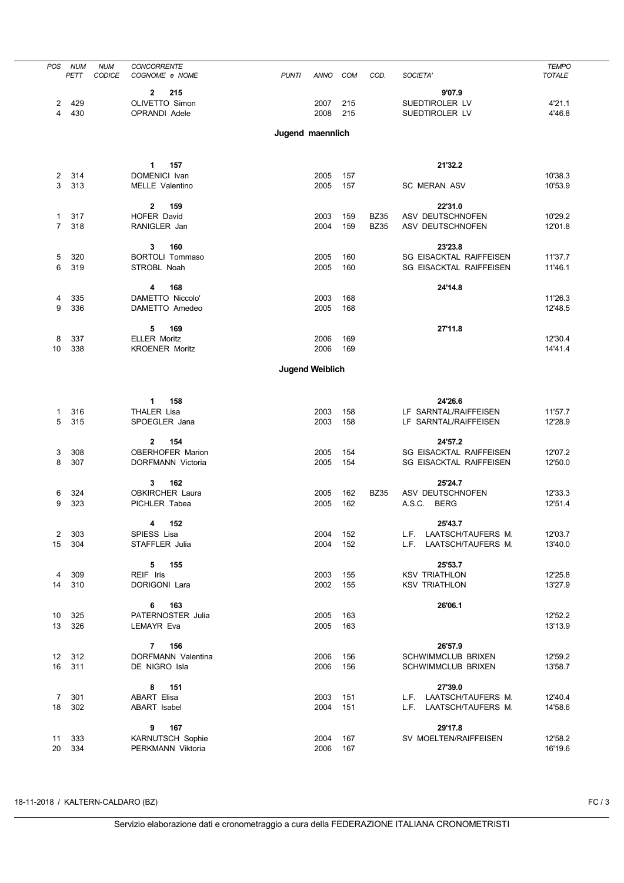| POS | NUM PETT | NUM CODICE | CONCORRENTE COGNOME e NOME | PUNTI | ANNO | COM | COD. | SOCIETA' | TEMPO TOTALE |
|---|---|---|---|---|---|---|---|---|---|
| | | | **2 215** | | | | | **9'07.9** | |
| 2 | 429 | | OLIVETTO Simon | | 2007 | 215 | | SUEDTIROLER LV | 4'21.1 |
| 4 | 430 | | OPRANDI Adele | | 2008 | 215 | | SUEDTIROLER LV | 4'46.8 |

## Jugend maennlich

| POS | NUM PETT | NUM CODICE | CONCORRENTE COGNOME e NOME | PUNTI | ANNO | COM | COD. | SOCIETA' | TEMPO TOTALE |
|---|---|---|---|---|---|---|---|---|---|
| | | | **1 157** | | | | | **21'32.2** | |
| 2 | 314 | | DOMENICI Ivan | | 2005 | 157 | | | 10'38.3 |
| 3 | 313 | | MELLE Valentino | | 2005 | 157 | | SC MERAN ASV | 10'53.9 |
| | | | **2 159** | | | | | **22'31.0** | |
| 1 | 317 | | HOFER David | | 2003 | 159 | BZ35 | ASV DEUTSCHNOFEN | 10'29.2 |
| 7 | 318 | | RANIGLER Jan | | 2004 | 159 | BZ35 | ASV DEUTSCHNOFEN | 12'01.8 |
| | | | **3 160** | | | | | **23'23.8** | |
| 5 | 320 | | BORTOLI Tommaso | | 2005 | 160 | | SG EISACKTAL RAIFFEISEN | 11'37.7 |
| 6 | 319 | | STROBL Noah | | 2005 | 160 | | SG EISACKTAL RAIFFEISEN | 11'46.1 |
| | | | **4 168** | | | | | **24'14.8** | |
| 4 | 335 | | DAMETTO Niccolo' | | 2003 | 168 | | | 11'26.3 |
| 9 | 336 | | DAMETTO Amedeo | | 2005 | 168 | | | 12'48.5 |
| | | | **5 169** | | | | | **27'11.8** | |
| 8 | 337 | | ELLER Moritz | | 2006 | 169 | | | 12'30.4 |
| 10 | 338 | | KROENER Moritz | | 2006 | 169 | | | 14'41.4 |

## Jugend Weiblich

| POS | NUM PETT | NUM CODICE | CONCORRENTE COGNOME e NOME | PUNTI | ANNO | COM | COD. | SOCIETA' | TEMPO TOTALE |
|---|---|---|---|---|---|---|---|---|---|
| | | | **1 158** | | | | | **24'26.6** | |
| 1 | 316 | | THALER Lisa | | 2003 | 158 | | LF SARNTAL/RAIFFEISEN | 11'57.7 |
| 5 | 315 | | SPOEGLER Jana | | 2003 | 158 | | LF SARNTAL/RAIFFEISEN | 12'28.9 |
| | | | **2 154** | | | | | **24'57.2** | |
| 3 | 308 | | OBERHOFER Marion | | 2005 | 154 | | SG EISACKTAL RAIFFEISEN | 12'07.2 |
| 8 | 307 | | DORFMANN Victoria | | 2005 | 154 | | SG EISACKTAL RAIFFEISEN | 12'50.0 |
| | | | **3 162** | | | | | **25'24.7** | |
| 6 | 324 | | OBKIRCHER Laura | | 2005 | 162 | BZ35 | ASV DEUTSCHNOFEN | 12'33.3 |
| 9 | 323 | | PICHLER Tabea | | 2005 | 162 | | A.S.C. BERG | 12'51.4 |
| | | | **4 152** | | | | | **25'43.7** | |
| 2 | 303 | | SPIESS Lisa | | 2004 | 152 | | L.F. LAATSCH/TAUFERS M. | 12'03.7 |
| 15 | 304 | | STAFFLER Julia | | 2004 | 152 | | L.F. LAATSCH/TAUFERS M. | 13'40.0 |
| | | | **5 155** | | | | | **25'53.7** | |
| 4 | 309 | | REIF Iris | | 2003 | 155 | | KSV TRIATHLON | 12'25.8 |
| 14 | 310 | | DORIGONI Lara | | 2002 | 155 | | KSV TRIATHLON | 13'27.9 |
| | | | **6 163** | | | | | **26'06.1** | |
| 10 | 325 | | PATERNOSTER Julia | | 2005 | 163 | | | 12'52.2 |
| 13 | 326 | | LEMAYR Eva | | 2005 | 163 | | | 13'13.9 |
| | | | **7 156** | | | | | **26'57.9** | |
| 12 | 312 | | DORFMANN Valentina | | 2006 | 156 | | SCHWIMMCLUB BRIXEN | 12'59.2 |
| 16 | 311 | | DE NIGRO Isla | | 2006 | 156 | | SCHWIMMCLUB BRIXEN | 13'58.7 |
| | | | **8 151** | | | | | **27'39.0** | |
| 7 | 301 | | ABART Elisa | | 2003 | 151 | | L.F. LAATSCH/TAUFERS M. | 12'40.4 |
| 18 | 302 | | ABART Isabel | | 2004 | 151 | | L.F. LAATSCH/TAUFERS M. | 14'58.6 |
| | | | **9 167** | | | | | **29'17.8** | |
| 11 | 333 | | KARNUTSCH Sophie | | 2004 | 167 | | SV MOELTEN/RAIFFEISEN | 12'58.2 |
| 20 | 334 | | PERKMANN Viktoria | | 2006 | 167 | | | 16'19.6 |

18-11-2018 / KALTERN-CALDARO (BZ)

Servizio elaborazione dati e cronometraggio a cura della FEDERAZIONE ITALIANA CRONOMETRISTI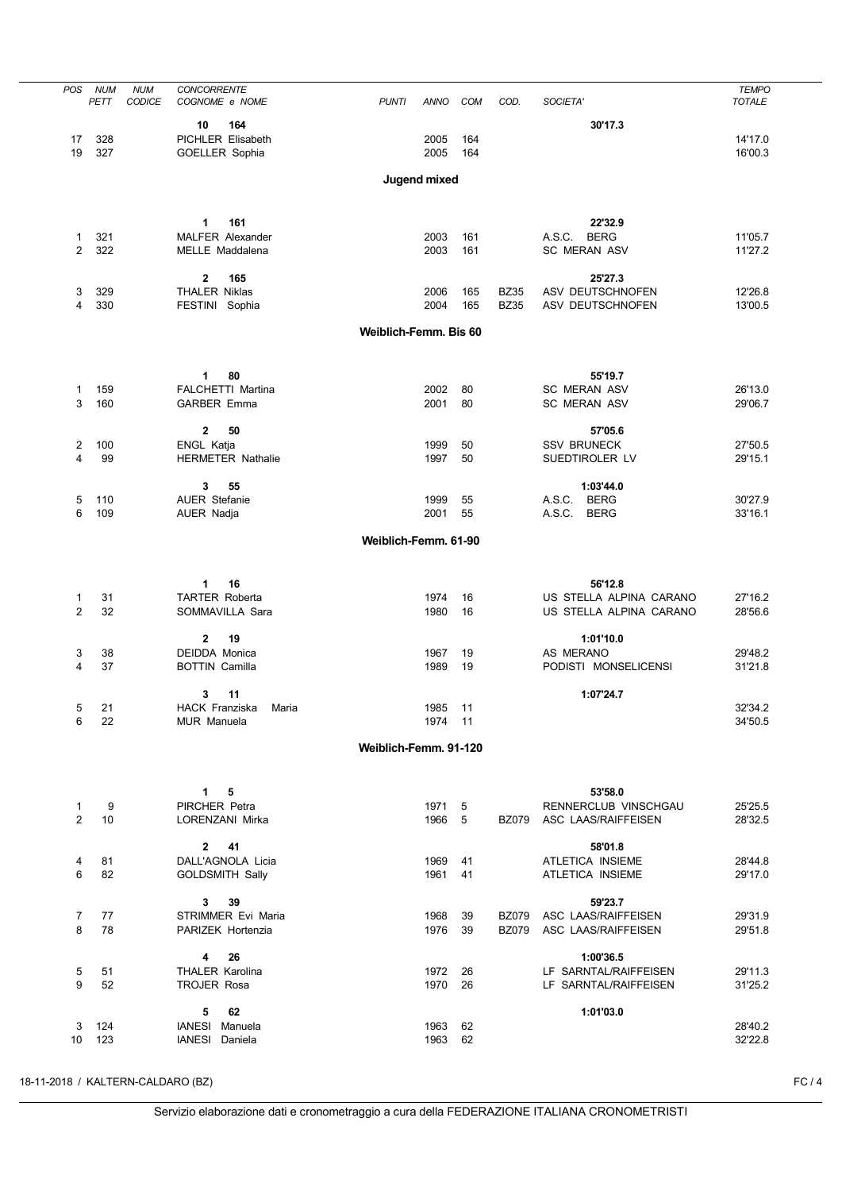| POS | NUM PETT | NUM CODICE | CONCORRENTE COGNOME e NOME | PUNTI | ANNO | COM | COD. | SOCIETA' | TEMPO TOTALE |
|---|---|---|---|---|---|---|---|---|---|
| | | | **10 164** | | | | | **30'17.3** | |
| 17 | 328 | | PICHLER Elisabeth | | 2005 | 164 | | | 14'17.0 |
| 19 | 327 | | GOELLER Sophia | | 2005 | 164 | | | 16'00.3 |

## Jugend mixed

| POS | NUM PETT | NUM CODICE | CONCORRENTE COGNOME e NOME | PUNTI | ANNO | COM | COD. | SOCIETA' | TEMPO TOTALE |
|---|---|---|---|---|---|---|---|---|---|
| | | | **1 161** | | | | | **22'32.9** | |
| 1 | 321 | | MALFER Alexander | | 2003 | 161 | | A.S.C. BERG | 11'05.7 |
| 2 | 322 | | MELLE Maddalena | | 2003 | 161 | | SC MERAN ASV | 11'27.2 |
| | | | **2 165** | | | | | **25'27.3** | |
| 3 | 329 | | THALER Niklas | | 2006 | 165 | BZ35 | ASV DEUTSCHNOFEN | 12'26.8 |
| 4 | 330 | | FESTINI Sophia | | 2004 | 165 | BZ35 | ASV DEUTSCHNOFEN | 13'00.5 |

## Weiblich-Femm. Bis 60

| POS | NUM PETT | NUM CODICE | CONCORRENTE COGNOME e NOME | PUNTI | ANNO | COM | COD. | SOCIETA' | TEMPO TOTALE |
|---|---|---|---|---|---|---|---|---|---|
| | | | **1 80** | | | | | **55'19.7** | |
| 1 | 159 | | FALCHETTI Martina | | 2002 | 80 | | SC MERAN ASV | 26'13.0 |
| 3 | 160 | | GARBER Emma | | 2001 | 80 | | SC MERAN ASV | 29'06.7 |
| | | | **2 50** | | | | | **57'05.6** | |
| 2 | 100 | | ENGL Katja | | 1999 | 50 | | SSV BRUNECK | 27'50.5 |
| 4 | 99 | | HERMETER Nathalie | | 1997 | 50 | | SUEDTIROLER LV | 29'15.1 |
| | | | **3 55** | | | | | **1:03'44.0** | |
| 5 | 110 | | AUER Stefanie | | 1999 | 55 | | A.S.C. BERG | 30'27.9 |
| 6 | 109 | | AUER Nadja | | 2001 | 55 | | A.S.C. BERG | 33'16.1 |

## Weiblich-Femm. 61-90

| POS | NUM PETT | NUM CODICE | CONCORRENTE COGNOME e NOME | PUNTI | ANNO | COM | COD. | SOCIETA' | TEMPO TOTALE |
|---|---|---|---|---|---|---|---|---|---|
| | | | **1 16** | | | | | **56'12.8** | |
| 1 | 31 | | TARTER Roberta | | 1974 | 16 | | US STELLA ALPINA CARANO | 27'16.2 |
| 2 | 32 | | SOMMAVILLA Sara | | 1980 | 16 | | US STELLA ALPINA CARANO | 28'56.6 |
| | | | **2 19** | | | | | **1:01'10.0** | |
| 3 | 38 | | DEIDDA Monica | | 1967 | 19 | | AS MERANO | 29'48.2 |
| 4 | 37 | | BOTTIN Camilla | | 1989 | 19 | | PODISTI MONSELICENSI | 31'21.8 |
| | | | **3 11** | | | | | **1:07'24.7** | |
| 5 | 21 | | HACK Franziska Maria | | 1985 | 11 | | | 32'34.2 |
| 6 | 22 | | MUR Manuela | | 1974 | 11 | | | 34'50.5 |

## Weiblich-Femm. 91-120

| POS | NUM PETT | NUM CODICE | CONCORRENTE COGNOME e NOME | PUNTI | ANNO | COM | COD. | SOCIETA' | TEMPO TOTALE |
|---|---|---|---|---|---|---|---|---|---|
| | | | **1 5** | | | | | **53'58.0** | |
| 1 | 9 | | PIRCHER Petra | | 1971 | 5 | | RENNERCLUB VINSCHGAU | 25'25.5 |
| 2 | 10 | | LORENZANI Mirka | | 1966 | 5 | BZ079 | ASC LAAS/RAIFFEISEN | 28'32.5 |
| | | | **2 41** | | | | | **58'01.8** | |
| 4 | 81 | | DALL'AGNOLA Licia | | 1969 | 41 | | ATLETICA INSIEME | 28'44.8 |
| 6 | 82 | | GOLDSMITH Sally | | 1961 | 41 | | ATLETICA INSIEME | 29'17.0 |
| | | | **3 39** | | | | | **59'23.7** | |
| 7 | 77 | | STRIMMER Evi Maria | | 1968 | 39 | BZ079 | ASC LAAS/RAIFFEISEN | 29'31.9 |
| 8 | 78 | | PARIZEK Hortenzia | | 1976 | 39 | BZ079 | ASC LAAS/RAIFFEISEN | 29'51.8 |
| | | | **4 26** | | | | | **1:00'36.5** | |
| 5 | 51 | | THALER Karolina | | 1972 | 26 | | LF SARNTAL/RAIFFEISEN | 29'11.3 |
| 9 | 52 | | TROJER Rosa | | 1970 | 26 | | LF SARNTAL/RAIFFEISEN | 31'25.2 |
| | | | **5 62** | | | | | **1:01'03.0** | |
| 3 | 124 | | IANESI Manuela | | 1963 | 62 | | | 28'40.2 |
| 10 | 123 | | IANESI Daniela | | 1963 | 62 | | | 32'22.8 |

18-11-2018 / KALTERN-CALDARO (BZ)

Servizio elaborazione dati e cronometraggio a cura della FEDERAZIONE ITALIANA CRONOMETRISTI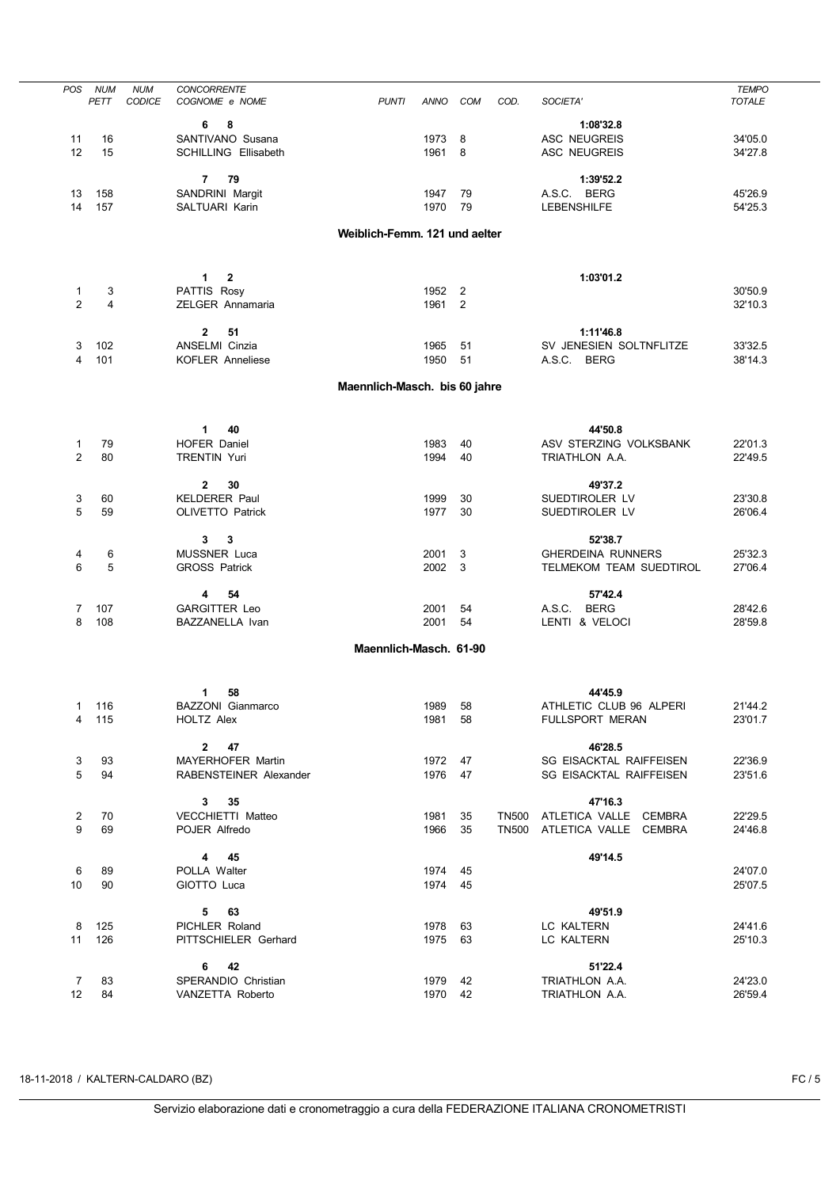| POS | NUM PETT | NUM CODICE | CONCORRENTE COGNOME e NOME | PUNTI | ANNO | COM | COD. | SOCIETA' | TEMPO TOTALE |
|---|---|---|---|---|---|---|---|---|---|
| | | | **6 8** | | | | | **1:08'32.8** | |
| 11 | 16 | | SANTIVANO Susana | | 1973 | 8 | | ASC NEUGREIS | 34'05.0 |
| 12 | 15 | | SCHILLING Ellisabeth | | 1961 | 8 | | ASC NEUGREIS | 34'27.8 |
| | | | **7 79** | | | | | **1:39'52.2** | |
| 13 | 158 | | SANDRINI Margit | | 1947 | 79 | | A.S.C. BERG | 45'26.9 |
| 14 | 157 | | SALTUARI Karin | | 1970 | 79 | | LEBENSHILFE | 54'25.3 |

## Weiblich-Femm. 121 und aelter

| POS | NUM PETT | NUM CODICE | CONCORRENTE COGNOME e NOME | PUNTI | ANNO | COM | COD. | SOCIETA' | TEMPO TOTALE |
|---|---|---|---|---|---|---|---|---|---|
| | | | **1 2** | | | | | **1:03'01.2** | |
| 1 | 3 | | PATTIS Rosy | | 1952 | 2 | | | 30'50.9 |
| 2 | 4 | | ZELGER Annamaria | | 1961 | 2 | | | 32'10.3 |
| | | | **2 51** | | | | | **1:11'46.8** | |
| 3 | 102 | | ANSELMI Cinzia | | 1965 | 51 | | SV JENESIEN SOLTNFLITZE | 33'32.5 |
| 4 | 101 | | KOFLER Anneliese | | 1950 | 51 | | A.S.C. BERG | 38'14.3 |

## Maennlich-Masch. bis 60 jahre

| POS | NUM PETT | NUM CODICE | CONCORRENTE COGNOME e NOME | PUNTI | ANNO | COM | COD. | SOCIETA' | TEMPO TOTALE |
|---|---|---|---|---|---|---|---|---|---|
| | | | **1 40** | | | | | **44'50.8** | |
| 1 | 79 | | HOFER Daniel | | 1983 | 40 | | ASV STERZING VOLKSBANK | 22'01.3 |
| 2 | 80 | | TRENTIN Yuri | | 1994 | 40 | | TRIATHLON A.A. | 22'49.5 |
| | | | **2 30** | | | | | **49'37.2** | |
| 3 | 60 | | KELDERER Paul | | 1999 | 30 | | SUEDTIROLER LV | 23'30.8 |
| 5 | 59 | | OLIVETTO Patrick | | 1977 | 30 | | SUEDTIROLER LV | 26'06.4 |
| | | | **3 3** | | | | | **52'38.7** | |
| 4 | 6 | | MUSSNER Luca | | 2001 | 3 | | GHERDEINA RUNNERS | 25'32.3 |
| 6 | 5 | | GROSS Patrick | | 2002 | 3 | | TELMEKOM TEAM SUEDTIROL | 27'06.4 |
| | | | **4 54** | | | | | **57'42.4** | |
| 7 | 107 | | GARGITTER Leo | | 2001 | 54 | | A.S.C. BERG | 28'42.6 |
| 8 | 108 | | BAZZANELLA Ivan | | 2001 | 54 | | LENTI & VELOCI | 28'59.8 |

## Maennlich-Masch. 61-90

| POS | NUM PETT | NUM CODICE | CONCORRENTE COGNOME e NOME | PUNTI | ANNO | COM | COD. | SOCIETA' | TEMPO TOTALE |
|---|---|---|---|---|---|---|---|---|---|
| | | | **1 58** | | | | | **44'45.9** | |
| 1 | 116 | | BAZZONI Gianmarco | | 1989 | 58 | | ATHLETIC CLUB 96 ALPERI | 21'44.2 |
| 4 | 115 | | HOLTZ Alex | | 1981 | 58 | | FULLSPORT MERAN | 23'01.7 |
| | | | **2 47** | | | | | **46'28.5** | |
| 3 | 93 | | MAYERHOFER Martin | | 1972 | 47 | | SG EISACKTAL RAIFFEISEN | 22'36.9 |
| 5 | 94 | | RABENSTEINER Alexander | | 1976 | 47 | | SG EISACKTAL RAIFFEISEN | 23'51.6 |
| | | | **3 35** | | | | | **47'16.3** | |
| 2 | 70 | | VECCHIETTI Matteo | | 1981 | 35 | TN500 | ATLETICA VALLE CEMBRA | 22'29.5 |
| 9 | 69 | | POJER Alfredo | | 1966 | 35 | TN500 | ATLETICA VALLE CEMBRA | 24'46.8 |
| | | | **4 45** | | | | | **49'14.5** | |
| 6 | 89 | | POLLA Walter | | 1974 | 45 | | | 24'07.0 |
| 10 | 90 | | GIOTTO Luca | | 1974 | 45 | | | 25'07.5 |
| | | | **5 63** | | | | | **49'51.9** | |
| 8 | 125 | | PICHLER Roland | | 1978 | 63 | | LC KALTERN | 24'41.6 |
| 11 | 126 | | PITTSCHIELER Gerhard | | 1975 | 63 | | LC KALTERN | 25'10.3 |
| | | | **6 42** | | | | | **51'22.4** | |
| 7 | 83 | | SPERANDIO Christian | | 1979 | 42 | | TRIATHLON A.A. | 24'23.0 |
| 12 | 84 | | VANZETTA Roberto | | 1970 | 42 | | TRIATHLON A.A. | 26'59.4 |

18-11-2018 / KALTERN-CALDARO (BZ)

Servizio elaborazione dati e cronometraggio a cura della FEDERAZIONE ITALIANA CRONOMETRISTI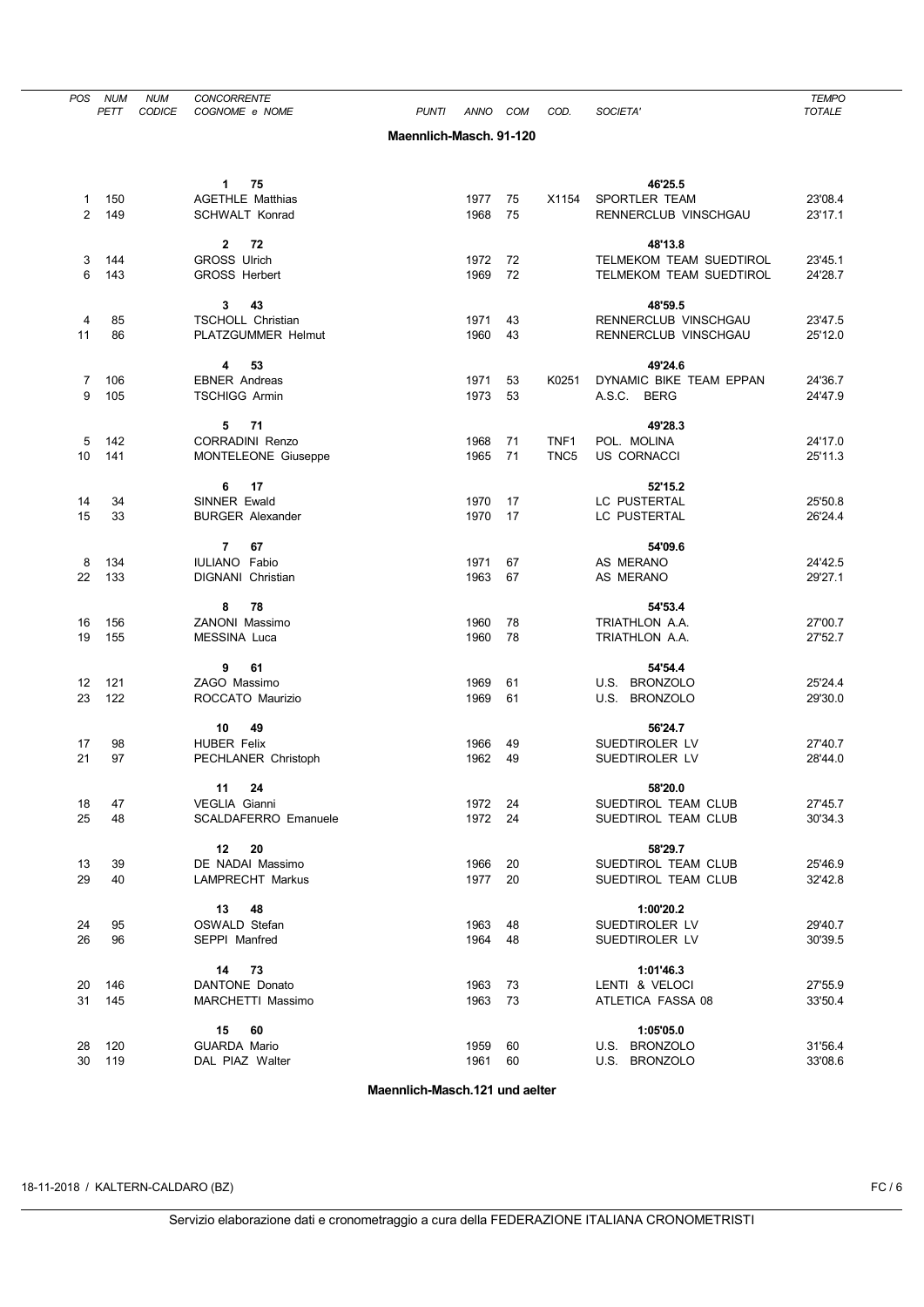| POS | NUM PETT | NUM CODICE | CONCORRENTE COGNOME e NOME | PUNTI | ANNO | COM | COD. | SOCIETA' | TEMPO TOTALE |
|---|---|---|---|---|---|---|---|---|---|

**Maennlich-Masch. 91-120**

| POS | NUM PETT | NUM CODICE | CONCORRENTE COGNOME e NOME | PUNTI | ANNO | COM | COD. | SOCIETA' | TEMPO TOTALE |
|---|---|---|---|---|---|---|---|---|---|
| | | | **1 75** | | | | | **46'25.5** | |
| 1 | 150 | | AGETHLE Matthias | | 1977 | 75 | X1154 | SPORTLER TEAM | 23'08.4 |
| 2 | 149 | | SCHWALT Konrad | | 1968 | 75 | | RENNERCLUB VINSCHGAU | 23'17.1 |
| | | | **2 72** | | | | | **48'13.8** | |
| 3 | 144 | | GROSS Ulrich | | 1972 | 72 | | TELMEKOM TEAM SUEDTIROL | 23'45.1 |
| 6 | 143 | | GROSS Herbert | | 1969 | 72 | | TELMEKOM TEAM SUEDTIROL | 24'28.7 |
| | | | **3 43** | | | | | **48'59.5** | |
| 4 | 85 | | TSCHOLL Christian | | 1971 | 43 | | RENNERCLUB VINSCHGAU | 23'47.5 |
| 11 | 86 | | PLATZGUMMER Helmut | | 1960 | 43 | | RENNERCLUB VINSCHGAU | 25'12.0 |
| | | | **4 53** | | | | | **49'24.6** | |
| 7 | 106 | | EBNER Andreas | | 1971 | 53 | K0251 | DYNAMIC BIKE TEAM EPPAN | 24'36.7 |
| 9 | 105 | | TSCHIGG Armin | | 1973 | 53 | | A.S.C. BERG | 24'47.9 |
| | | | **5 71** | | | | | **49'28.3** | |
| 5 | 142 | | CORRADINI Renzo | | 1968 | 71 | TNF1 | POL. MOLINA | 24'17.0 |
| 10 | 141 | | MONTELEONE Giuseppe | | 1965 | 71 | TNC5 | US CORNACCI | 25'11.3 |
| | | | **6 17** | | | | | **52'15.2** | |
| 14 | 34 | | SINNER Ewald | | 1970 | 17 | | LC PUSTERTAL | 25'50.8 |
| 15 | 33 | | BURGER Alexander | | 1970 | 17 | | LC PUSTERTAL | 26'24.4 |
| | | | **7 67** | | | | | **54'09.6** | |
| 8 | 134 | | IULIANO Fabio | | 1971 | 67 | | AS MERANO | 24'42.5 |
| 22 | 133 | | DIGNANI Christian | | 1963 | 67 | | AS MERANO | 29'27.1 |
| | | | **8 78** | | | | | **54'53.4** | |
| 16 | 156 | | ZANONI Massimo | | 1960 | 78 | | TRIATHLON A.A. | 27'00.7 |
| 19 | 155 | | MESSINA Luca | | 1960 | 78 | | TRIATHLON A.A. | 27'52.7 |
| | | | **9 61** | | | | | **54'54.4** | |
| 12 | 121 | | ZAGO Massimo | | 1969 | 61 | | U.S. BRONZOLO | 25'24.4 |
| 23 | 122 | | ROCCATO Maurizio | | 1969 | 61 | | U.S. BRONZOLO | 29'30.0 |
| | | | **10 49** | | | | | **56'24.7** | |
| 17 | 98 | | HUBER Felix | | 1966 | 49 | | SUEDTIROLER LV | 27'40.7 |
| 21 | 97 | | PECHLANER Christoph | | 1962 | 49 | | SUEDTIROLER LV | 28'44.0 |
| | | | **11 24** | | | | | **58'20.0** | |
| 18 | 47 | | VEGLIA Gianni | | 1972 | 24 | | SUEDTIROL TEAM CLUB | 27'45.7 |
| 25 | 48 | | SCALDAFERRO Emanuele | | 1972 | 24 | | SUEDTIROL TEAM CLUB | 30'34.3 |
| | | | **12 20** | | | | | **58'29.7** | |
| 13 | 39 | | DE NADAI Massimo | | 1966 | 20 | | SUEDTIROL TEAM CLUB | 25'46.9 |
| 29 | 40 | | LAMPRECHT Markus | | 1977 | 20 | | SUEDTIROL TEAM CLUB | 32'42.8 |
| | | | **13 48** | | | | | **1:00'20.2** | |
| 24 | 95 | | OSWALD Stefan | | 1963 | 48 | | SUEDTIROLER LV | 29'40.7 |
| 26 | 96 | | SEPPI Manfred | | 1964 | 48 | | SUEDTIROLER LV | 30'39.5 |
| | | | **14 73** | | | | | **1:01'46.3** | |
| 20 | 146 | | DANTONE Donato | | 1963 | 73 | | LENTI & VELOCI | 27'55.9 |
| 31 | 145 | | MARCHETTI Massimo | | 1963 | 73 | | ATLETICA FASSA 08 | 33'50.4 |
| | | | **15 60** | | | | | **1:05'05.0** | |
| 28 | 120 | | GUARDA Mario | | 1959 | 60 | | U.S. BRONZOLO | 31'56.4 |
| 30 | 119 | | DAL PIAZ Walter | | 1961 | 60 | | U.S. BRONZOLO | 33'08.6 |

**Maennlich-Masch.121 und aelter**

18-11-2018 / KALTERN-CALDARO (BZ)

Servizio elaborazione dati e cronometraggio a cura della FEDERAZIONE ITALIANA CRONOMETRISTI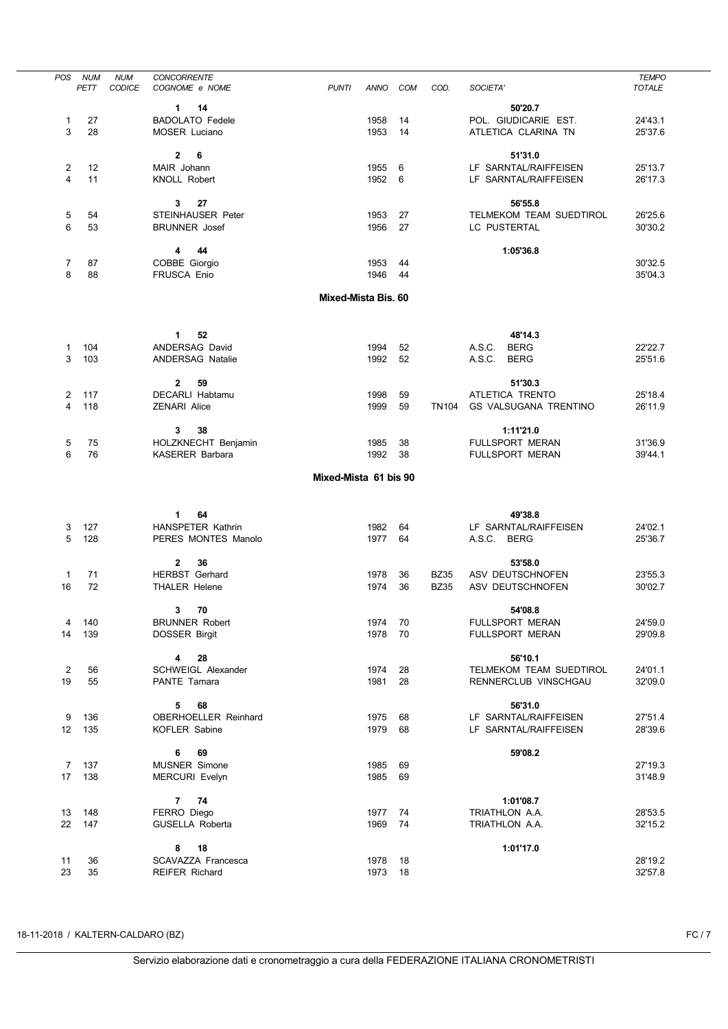| POS | NUM PETT | NUM CODICE | CONCORRENTE COGNOME e NOME | PUNTI | ANNO | COM | COD. | SOCIETA' | TEMPO TOTALE |
|---|---|---|---|---|---|---|---|---|---|
| | | | **1 14** | | | | | **50'20.7** | |
| 1 | 27 | | BADOLATO Fedele | | 1958 | 14 | | POL. GIUDICARIE EST. | 24'43.1 |
| 3 | 28 | | MOSER Luciano | | 1953 | 14 | | ATLETICA CLARINA TN | 25'37.6 |
| | | | **2 6** | | | | | **51'31.0** | |
| 2 | 12 | | MAIR Johann | | 1955 | 6 | | LF SARNTAL/RAIFFEISEN | 25'13.7 |
| 4 | 11 | | KNOLL Robert | | 1952 | 6 | | LF SARNTAL/RAIFFEISEN | 26'17.3 |
| | | | **3 27** | | | | | **56'55.8** | |
| 5 | 54 | | STEINHAUSER Peter | | 1953 | 27 | | TELMEKOM TEAM SUEDTIROL | 26'25.6 |
| 6 | 53 | | BRUNNER Josef | | 1956 | 27 | | LC PUSTERTAL | 30'30.2 |
| | | | **4 44** | | | | | **1:05'36.8** | |
| 7 | 87 | | COBBE Giorgio | | 1953 | 44 | | | 30'32.5 |
| 8 | 88 | | FRUSCA Enio | | 1946 | 44 | | | 35'04.3 |

**Mixed-Mista Bis. 60**

| POS | NUM PETT | NUM CODICE | CONCORRENTE COGNOME e NOME | PUNTI | ANNO | COM | COD. | SOCIETA' | TEMPO TOTALE |
|---|---|---|---|---|---|---|---|---|---|
| | | | **1 52** | | | | | **48'14.3** | |
| 1 | 104 | | ANDERSAG David | | 1994 | 52 | | A.S.C. BERG | 22'22.7 |
| 3 | 103 | | ANDERSAG Natalie | | 1992 | 52 | | A.S.C. BERG | 25'51.6 |
| | | | **2 59** | | | | | **51'30.3** | |
| 2 | 117 | | DECARLI Habtamu | | 1998 | 59 | | ATLETICA TRENTO | 25'18.4 |
| 4 | 118 | | ZENARI Alice | | 1999 | 59 | TN104 | GS VALSUGANA TRENTINO | 26'11.9 |
| | | | **3 38** | | | | | **1:11'21.0** | |
| 5 | 75 | | HOLZKNECHT Benjamin | | 1985 | 38 | | FULLSPORT MERAN | 31'36.9 |
| 6 | 76 | | KASERER Barbara | | 1992 | 38 | | FULLSPORT MERAN | 39'44.1 |

**Mixed-Mista 61 bis 90**

| POS | NUM PETT | NUM CODICE | CONCORRENTE COGNOME e NOME | PUNTI | ANNO | COM | COD. | SOCIETA' | TEMPO TOTALE |
|---|---|---|---|---|---|---|---|---|---|
| | | | **1 64** | | | | | **49'38.8** | |
| 3 | 127 | | HANSPETER Kathrin | | 1982 | 64 | | LF SARNTAL/RAIFFEISEN | 24'02.1 |
| 5 | 128 | | PERES MONTES Manolo | | 1977 | 64 | | A.S.C. BERG | 25'36.7 |
| | | | **2 36** | | | | | **53'58.0** | |
| 1 | 71 | | HERBST Gerhard | | 1978 | 36 | BZ35 | ASV DEUTSCHNOFEN | 23'55.3 |
| 16 | 72 | | THALER Helene | | 1974 | 36 | BZ35 | ASV DEUTSCHNOFEN | 30'02.7 |
| | | | **3 70** | | | | | **54'08.8** | |
| 4 | 140 | | BRUNNER Robert | | 1974 | 70 | | FULLSPORT MERAN | 24'59.0 |
| 14 | 139 | | DOSSER Birgit | | 1978 | 70 | | FULLSPORT MERAN | 29'09.8 |
| | | | **4 28** | | | | | **56'10.1** | |
| 2 | 56 | | SCHWEIGL Alexander | | 1974 | 28 | | TELMEKOM TEAM SUEDTIROL | 24'01.1 |
| 19 | 55 | | PANTE Tamara | | 1981 | 28 | | RENNERCLUB VINSCHGAU | 32'09.0 |
| | | | **5 68** | | | | | **56'31.0** | |
| 9 | 136 | | OBERHOELLER Reinhard | | 1975 | 68 | | LF SARNTAL/RAIFFEISEN | 27'51.4 |
| 12 | 135 | | KOFLER Sabine | | 1979 | 68 | | LF SARNTAL/RAIFFEISEN | 28'39.6 |
| | | | **6 69** | | | | | **59'08.2** | |
| 7 | 137 | | MUSNER Simone | | 1985 | 69 | | | 27'19.3 |
| 17 | 138 | | MERCURI Evelyn | | 1985 | 69 | | | 31'48.9 |
| | | | **7 74** | | | | | **1:01'08.7** | |
| 13 | 148 | | FERRO Diego | | 1977 | 74 | | TRIATHLON A.A. | 28'53.5 |
| 22 | 147 | | GUSELLA Roberta | | 1969 | 74 | | TRIATHLON A.A. | 32'15.2 |
| | | | **8 18** | | | | | **1:01'17.0** | |
| 11 | 36 | | SCAVAZZA Francesca | | 1978 | 18 | | | 28'19.2 |
| 23 | 35 | | REIFER Richard | | 1973 | 18 | | | 32'57.8 |

18-11-2018 / KALTERN-CALDARO (BZ)

Servizio elaborazione dati e cronometraggio a cura della FEDERAZIONE ITALIANA CRONOMETRISTI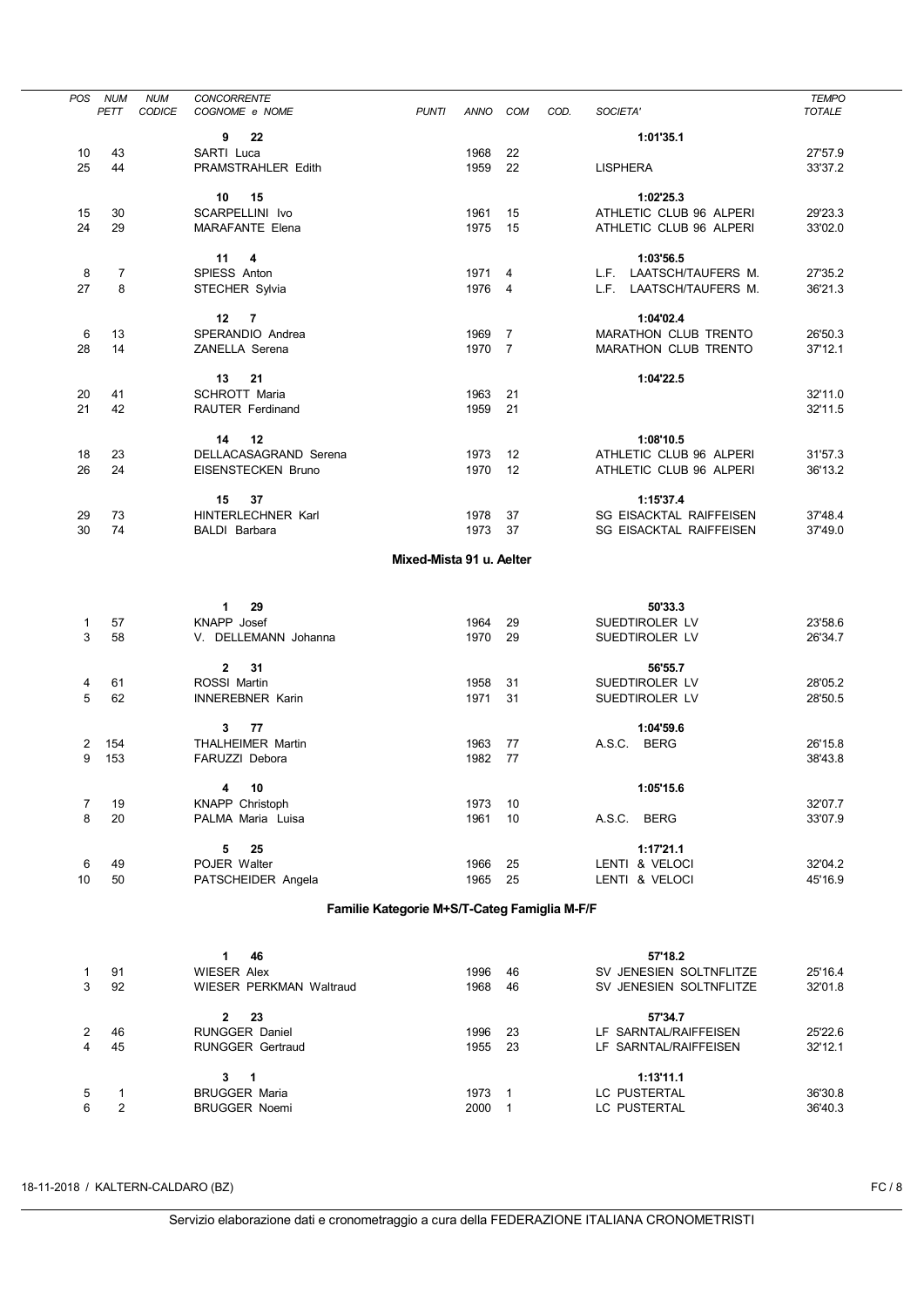| POS | NUM PETT | NUM CODICE | CONCORRENTE COGNOME e NOME | PUNTI | ANNO | COM | COD. | SOCIETA' | TEMPO TOTALE |
|---|---|---|---|---|---|---|---|---|---|
| | | | **9 22** | | | | | **1:01'35.1** | |
| 10 | 43 | | SARTI Luca | | 1968 | 22 | | | 27'57.9 |
| 25 | 44 | | PRAMSTRAHLER Edith | | 1959 | 22 | | LISPHERA | 33'37.2 |
| | | | **10 15** | | | | | **1:02'25.3** | |
| 15 | 30 | | SCARPELLINI Ivo | | 1961 | 15 | | ATHLETIC CLUB 96 ALPERI | 29'23.3 |
| 24 | 29 | | MARAFANTE Elena | | 1975 | 15 | | ATHLETIC CLUB 96 ALPERI | 33'02.0 |
| | | | **11 4** | | | | | **1:03'56.5** | |
| 8 | 7 | | SPIESS Anton | | 1971 | 4 | | L.F. LAATSCH/TAUFERS M. | 27'35.2 |
| 27 | 8 | | STECHER Sylvia | | 1976 | 4 | | L.F. LAATSCH/TAUFERS M. | 36'21.3 |
| | | | **12 7** | | | | | **1:04'02.4** | |
| 6 | 13 | | SPERANDIO Andrea | | 1969 | 7 | | MARATHON CLUB TRENTO | 26'50.3 |
| 28 | 14 | | ZANELLA Serena | | 1970 | 7 | | MARATHON CLUB TRENTO | 37'12.1 |
| | | | **13 21** | | | | | **1:04'22.5** | |
| 20 | 41 | | SCHROTT Maria | | 1963 | 21 | | | 32'11.0 |
| 21 | 42 | | RAUTER Ferdinand | | 1959 | 21 | | | 32'11.5 |
| | | | **14 12** | | | | | **1:08'10.5** | |
| 18 | 23 | | DELLACASAGRAND Serena | | 1973 | 12 | | ATHLETIC CLUB 96 ALPERI | 31'57.3 |
| 26 | 24 | | EISENSTECKEN Bruno | | 1970 | 12 | | ATHLETIC CLUB 96 ALPERI | 36'13.2 |
| | | | **15 37** | | | | | **1:15'37.4** | |
| 29 | 73 | | HINTERLECHNER Karl | | 1978 | 37 | | SG EISACKTAL RAIFFEISEN | 37'48.4 |
| 30 | 74 | | BALDI Barbara | | 1973 | 37 | | SG EISACKTAL RAIFFEISEN | 37'49.0 |

## Mixed-Mista 91 u. Aelter

| POS | NUM PETT | NUM CODICE | CONCORRENTE COGNOME e NOME | PUNTI | ANNO | COM | COD. | SOCIETA' | TEMPO TOTALE |
|---|---|---|---|---|---|---|---|---|---|
| | | | **1 29** | | | | | **50'33.3** | |
| 1 | 57 | | KNAPP Josef | | 1964 | 29 | | SUEDTIROLER LV | 23'58.6 |
| 3 | 58 | | V. DELLEMANN Johanna | | 1970 | 29 | | SUEDTIROLER LV | 26'34.7 |
| | | | **2 31** | | | | | **56'55.7** | |
| 4 | 61 | | ROSSI Martin | | 1958 | 31 | | SUEDTIROLER LV | 28'05.2 |
| 5 | 62 | | INNEREBNER Karin | | 1971 | 31 | | SUEDTIROLER LV | 28'50.5 |
| | | | **3 77** | | | | | **1:04'59.6** | |
| 2 | 154 | | THALHEIMER Martin | | 1963 | 77 | | A.S.C. BERG | 26'15.8 |
| 9 | 153 | | FARUZZI Debora | | 1982 | 77 | | | 38'43.8 |
| | | | **4 10** | | | | | **1:05'15.6** | |
| 7 | 19 | | KNAPP Christoph | | 1973 | 10 | | | 32'07.7 |
| 8 | 20 | | PALMA Maria Luisa | | 1961 | 10 | | A.S.C. BERG | 33'07.9 |
| | | | **5 25** | | | | | **1:17'21.1** | |
| 6 | 49 | | POJER Walter | | 1966 | 25 | | LENTI & VELOCI | 32'04.2 |
| 10 | 50 | | PATSCHEIDER Angela | | 1965 | 25 | | LENTI & VELOCI | 45'16.9 |

## Familie Kategorie M+S/T-Categ Famiglia M-F/F

| POS | NUM PETT | NUM CODICE | CONCORRENTE COGNOME e NOME | PUNTI | ANNO | COM | COD. | SOCIETA' | TEMPO TOTALE |
|---|---|---|---|---|---|---|---|---|---|
| | | | **1 46** | | | | | **57'18.2** | |
| 1 | 91 | | WIESER Alex | | 1996 | 46 | | SV JENESIEN SOLTNFLITZE | 25'16.4 |
| 3 | 92 | | WIESER PERKMAN Waltraud | | 1968 | 46 | | SV JENESIEN SOLTNFLITZE | 32'01.8 |
| | | | **2 23** | | | | | **57'34.7** | |
| 2 | 46 | | RUNGGER Daniel | | 1996 | 23 | | LF SARNTAL/RAIFFEISEN | 25'22.6 |
| 4 | 45 | | RUNGGER Gertraud | | 1955 | 23 | | LF SARNTAL/RAIFFEISEN | 32'12.1 |
| | | | **3 1** | | | | | **1:13'11.1** | |
| 5 | 1 | | BRUGGER Maria | | 1973 | 1 | | LC PUSTERTAL | 36'30.8 |
| 6 | 2 | | BRUGGER Noemi | | 2000 | 1 | | LC PUSTERTAL | 36'40.3 |

18-11-2018 / KALTERN-CALDARO (BZ)

Servizio elaborazione dati e cronometraggio a cura della FEDERAZIONE ITALIANA CRONOMETRISTI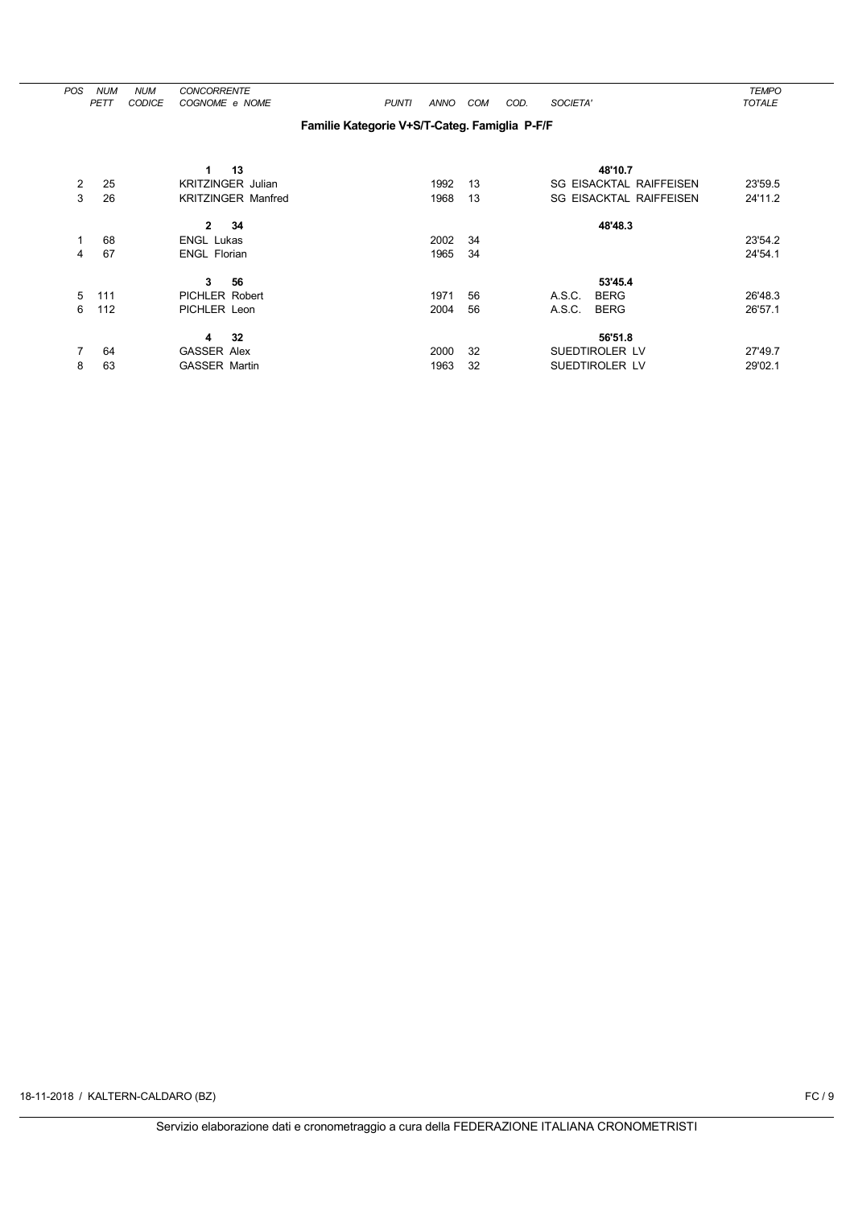| POS | NUM PETT | NUM CODICE | CONCORRENTE COGNOME e NOME | PUNTI | ANNO | COM | COD. | SOCIETA' | TEMPO TOTALE |
|---|---|---|---|---|---|---|---|---|---|

## Familie Kategorie V+S/T-Categ. Famiglia P-F/F

| POS | NUM PETT | NUM CODICE | CONCORRENTE COGNOME e NOME | PUNTI | ANNO | COM | COD. | SOCIETA' | TEMPO TOTALE |
|---|---|---|---|---|---|---|---|---|---|
| | | | **1 13** | | | | | **48'10.7** | |
| 2 | 25 | | KRITZINGER Julian | | 1992 | 13 | | SG EISACKTAL RAIFFEISEN | 23'59.5 |
| 3 | 26 | | KRITZINGER Manfred | | 1968 | 13 | | SG EISACKTAL RAIFFEISEN | 24'11.2 |
| | | | **2 34** | | | | | **48'48.3** | |
| 1 | 68 | | ENGL Lukas | | 2002 | 34 | | | 23'54.2 |
| 4 | 67 | | ENGL Florian | | 1965 | 34 | | | 24'54.1 |
| | | | **3 56** | | | | | **53'45.4** | |
| 5 | 111 | | PICHLER Robert | | 1971 | 56 | | A.S.C. BERG | 26'48.3 |
| 6 | 112 | | PICHLER Leon | | 2004 | 56 | | A.S.C. BERG | 26'57.1 |
| | | | **4 32** | | | | | **56'51.8** | |
| 7 | 64 | | GASSER Alex | | 2000 | 32 | | SUEDTIROLER LV | 27'49.7 |
| 8 | 63 | | GASSER Martin | | 1963 | 32 | | SUEDTIROLER LV | 29'02.1 |

18-11-2018 / KALTERN-CALDARO (BZ)

Servizio elaborazione dati e cronometraggio a cura della FEDERAZIONE ITALIANA CRONOMETRISTI